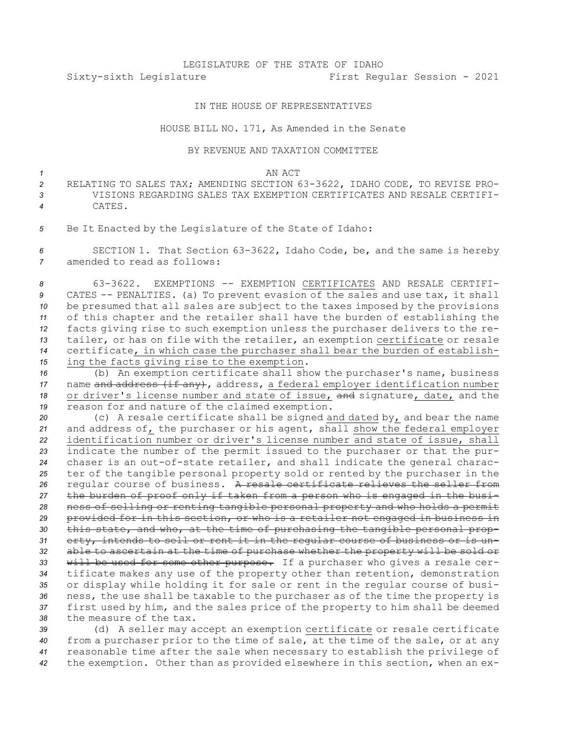LEGISLATURE OF THE STATE OF IDAHO
Sixty-sixth Legislature First Regular Session - 2021

IN THE HOUSE OF REPRESENTATIVES

HOUSE BILL NO. 171, As Amended in the Senate

BY REVENUE AND TAXATION COMMITTEE

AN ACT

RELATING TO SALES TAX; AMENDING SECTION 63-3622, IDAHO CODE, TO REVISE PROVISIONS REGARDING SALES TAX EXEMPTION CERTIFICATES AND RESALE CERTIFICATES.

Be It Enacted by the Legislature of the State of Idaho:

SECTION 1. That Section 63-3622, Idaho Code, be, and the same is hereby amended to read as follows:

63-3622. EXEMPTIONS -- EXEMPTION CERTIFICATES AND RESALE CERTIFICATES -- PENALTIES. (a) To prevent evasion of the sales and use tax, it shall be presumed that all sales are subject to the taxes imposed by the provisions of this chapter and the retailer shall have the burden of establishing the facts giving rise to such exemption unless the purchaser delivers to the retailer, or has on file with the retailer, an exemption certificate or resale certificate, in which case the purchaser shall bear the burden of establishing the facts giving rise to the exemption.

(b) An exemption certificate shall show the purchaser's name, business name ~~and address (if any)~~, address, a federal employer identification number or driver's license number and state of issue, ~~and~~ signature, date, and the reason for and nature of the claimed exemption.

(c) A resale certificate shall be signed and dated by, and bear the name and address of, the purchaser or his agent, shall show the federal employer identification number or driver's license number and state of issue, shall indicate the number of the permit issued to the purchaser or that the purchaser is an out-of-state retailer, and shall indicate the general character of the tangible personal property sold or rented by the purchaser in the regular course of business. ~~A resale certificate relieves the seller from the burden of proof only if taken from a person who is engaged in the business of selling or renting tangible personal property and who holds a permit provided for in this section, or who is a retailer not engaged in business in this state, and who, at the time of purchasing the tangible personal property, intends to sell or rent it in the regular course of business or is unable to ascertain at the time of purchase whether the property will be sold or will be used for some other purpose.~~ If a purchaser who gives a resale certificate makes any use of the property other than retention, demonstration or display while holding it for sale or rent in the regular course of business, the use shall be taxable to the purchaser as of the time the property is first used by him, and the sales price of the property to him shall be deemed the measure of the tax.

(d) A seller may accept an exemption certificate or resale certificate from a purchaser prior to the time of sale, at the time of the sale, or at any reasonable time after the sale when necessary to establish the privilege of the exemption. Other than as provided elsewhere in this section, when an ex-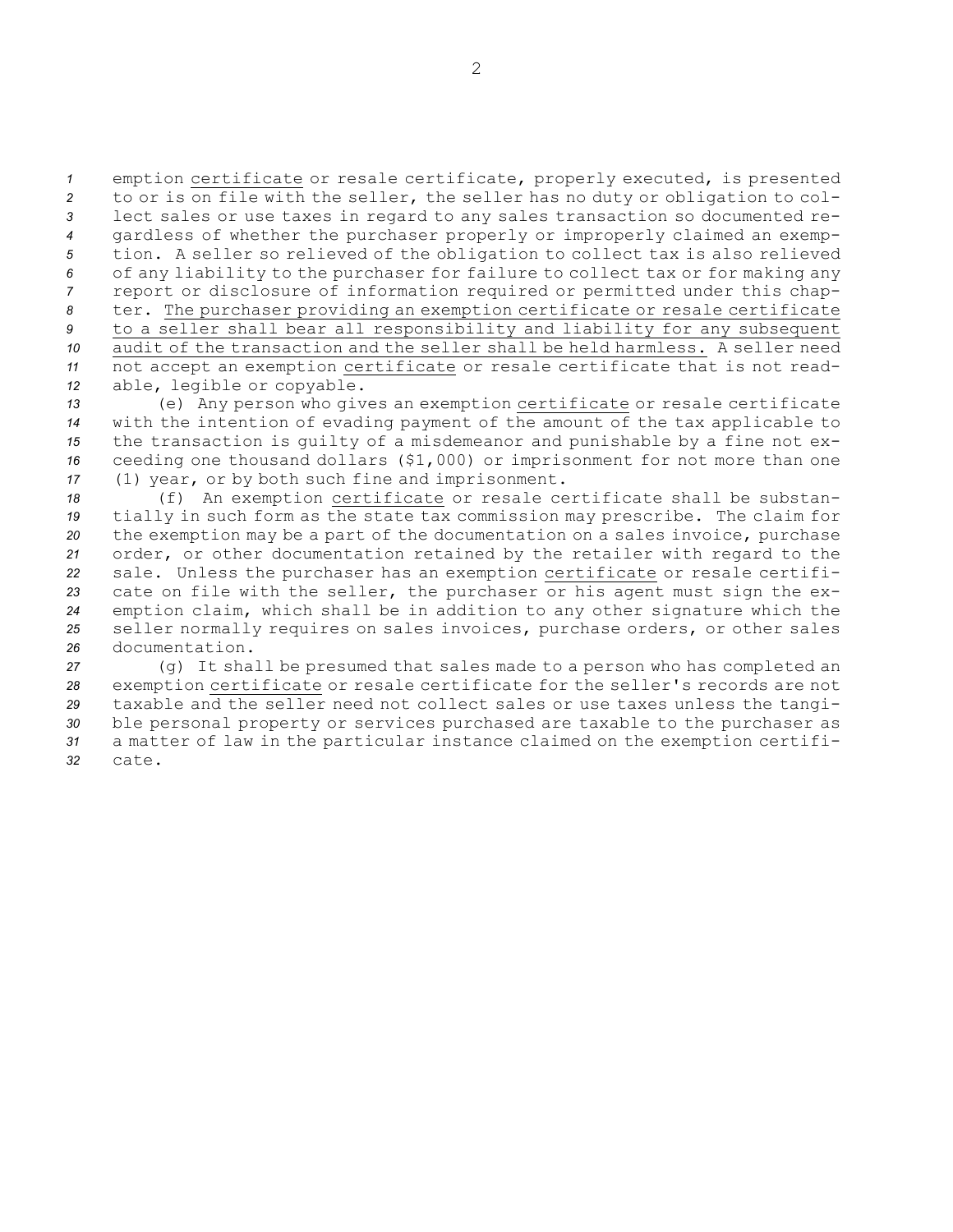emption certificate or resale certificate, properly executed, is presented to or is on file with the seller, the seller has no duty or obligation to collect sales or use taxes in regard to any sales transaction so documented regardless of whether the purchaser properly or improperly claimed an exemption. A seller so relieved of the obligation to collect tax is also relieved of any liability to the purchaser for failure to collect tax or for making any report or disclosure of information required or permitted under this chapter. The purchaser providing an exemption certificate or resale certificate to a seller shall bear all responsibility and liability for any subsequent audit of the transaction and the seller shall be held harmless. A seller need not accept an exemption certificate or resale certificate that is not readable, legible or copyable.

(e) Any person who gives an exemption certificate or resale certificate with the intention of evading payment of the amount of the tax applicable to the transaction is guilty of a misdemeanor and punishable by a fine not exceeding one thousand dollars ($1,000) or imprisonment for not more than one (1) year, or by both such fine and imprisonment.

(f) An exemption certificate or resale certificate shall be substantially in such form as the state tax commission may prescribe. The claim for the exemption may be a part of the documentation on a sales invoice, purchase order, or other documentation retained by the retailer with regard to the sale. Unless the purchaser has an exemption certificate or resale certificate on file with the seller, the purchaser or his agent must sign the exemption claim, which shall be in addition to any other signature which the seller normally requires on sales invoices, purchase orders, or other sales documentation.

(g) It shall be presumed that sales made to a person who has completed an exemption certificate or resale certificate for the seller's records are not taxable and the seller need not collect sales or use taxes unless the tangible personal property or services purchased are taxable to the purchaser as a matter of law in the particular instance claimed on the exemption certificate.